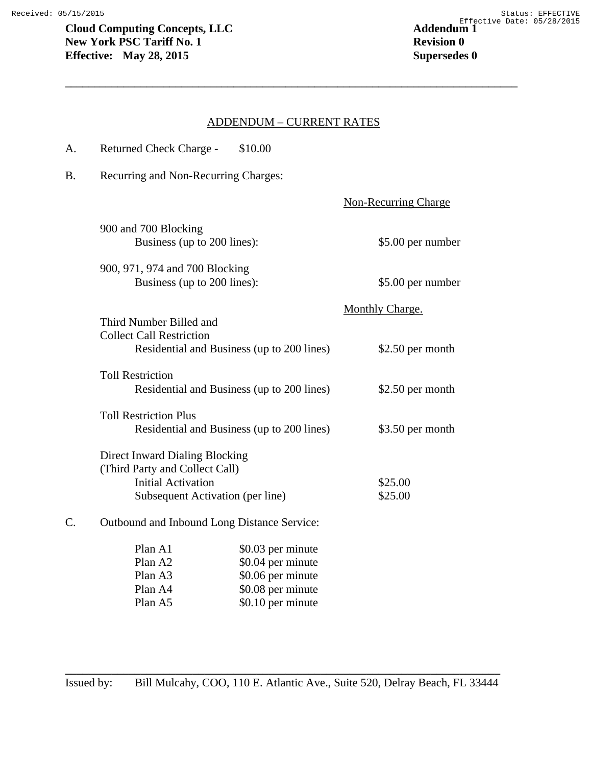Received: 05/15/2015 Status: EFFECTIVE
Effective Date: 05/28/2015

**Cloud Computing Concepts, LLC**
**New York PSC Tariff No. 1**
**Effective: May 28, 2015**

**Addendum 1**
**Revision 0**
**Supersedes 0**

## ADDENDUM – CURRENT RATES

A. Returned Check Charge - $10.00

B. Recurring and Non-Recurring Charges:

| | Non-Recurring Charge |
|---|---|
| 900 and 700 Blocking<br>Business (up to 200 lines): | $5.00 per number |
| 900, 971, 974 and 700 Blocking<br>Business (up to 200 lines): | $5.00 per number |
| | **Monthly Charge.** |
| Third Number Billed and Collect Call Restriction<br>Residential and Business (up to 200 lines) | $2.50 per month |
| Toll Restriction<br>Residential and Business (up to 200 lines) | $2.50 per month |
| Toll Restriction Plus<br>Residential and Business (up to 200 lines) | $3.50 per month |
| Direct Inward Dialing Blocking (Third Party and Collect Call)<br>Initial Activation | $25.00 |
| Subsequent Activation (per line) | $25.00 |

C. Outbound and Inbound Long Distance Service:

| Plan | Rate |
|---|---|
| Plan A1 | $0.03 per minute |
| Plan A2 | $0.04 per minute |
| Plan A3 | $0.06 per minute |
| Plan A4 | $0.08 per minute |
| Plan A5 | $0.10 per minute |

Issued by: Bill Mulcahy, COO, 110 E. Atlantic Ave., Suite 520, Delray Beach, FL 33444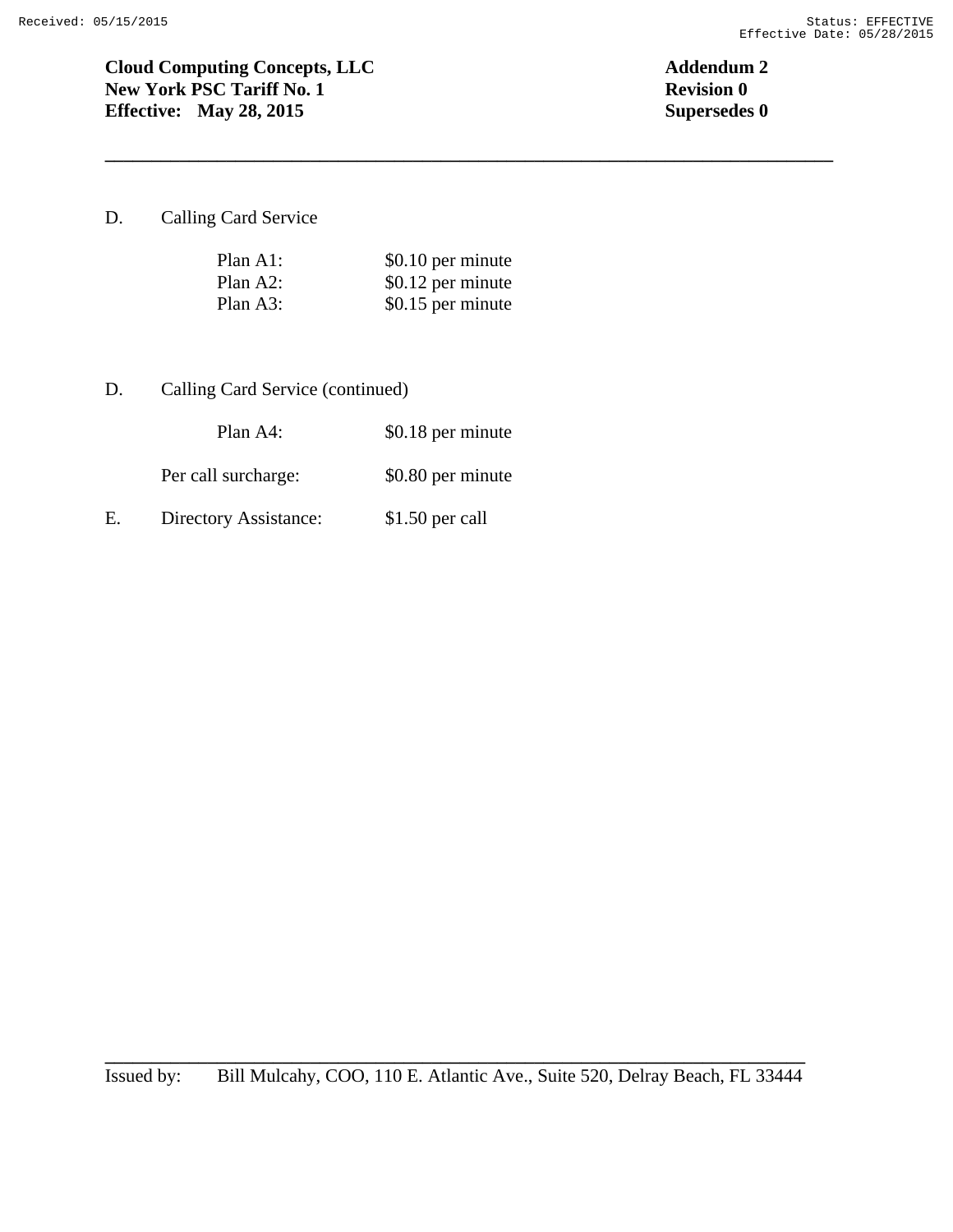Received: 05/15/2015 Status: EFFECTIVE
Effective Date: 05/28/2015

**Cloud Computing Concepts, LLC** **Addendum 2**
**New York PSC Tariff No. 1** **Revision 0**
**Effective: May 28, 2015** **Supersedes 0**

D. Calling Card Service

| | |
|---|---|
| Plan A1: | $0.10 per minute |
| Plan A2: | $0.12 per minute |
| Plan A3: | $0.15 per minute |

D. Calling Card Service (continued)

| | |
|---|---|
| Plan A4: | $0.18 per minute |
| Per call surcharge: | $0.80 per minute |

E. Directory Assistance: $1.50 per call

Issued by: Bill Mulcahy, COO, 110 E. Atlantic Ave., Suite 520, Delray Beach, FL 33444